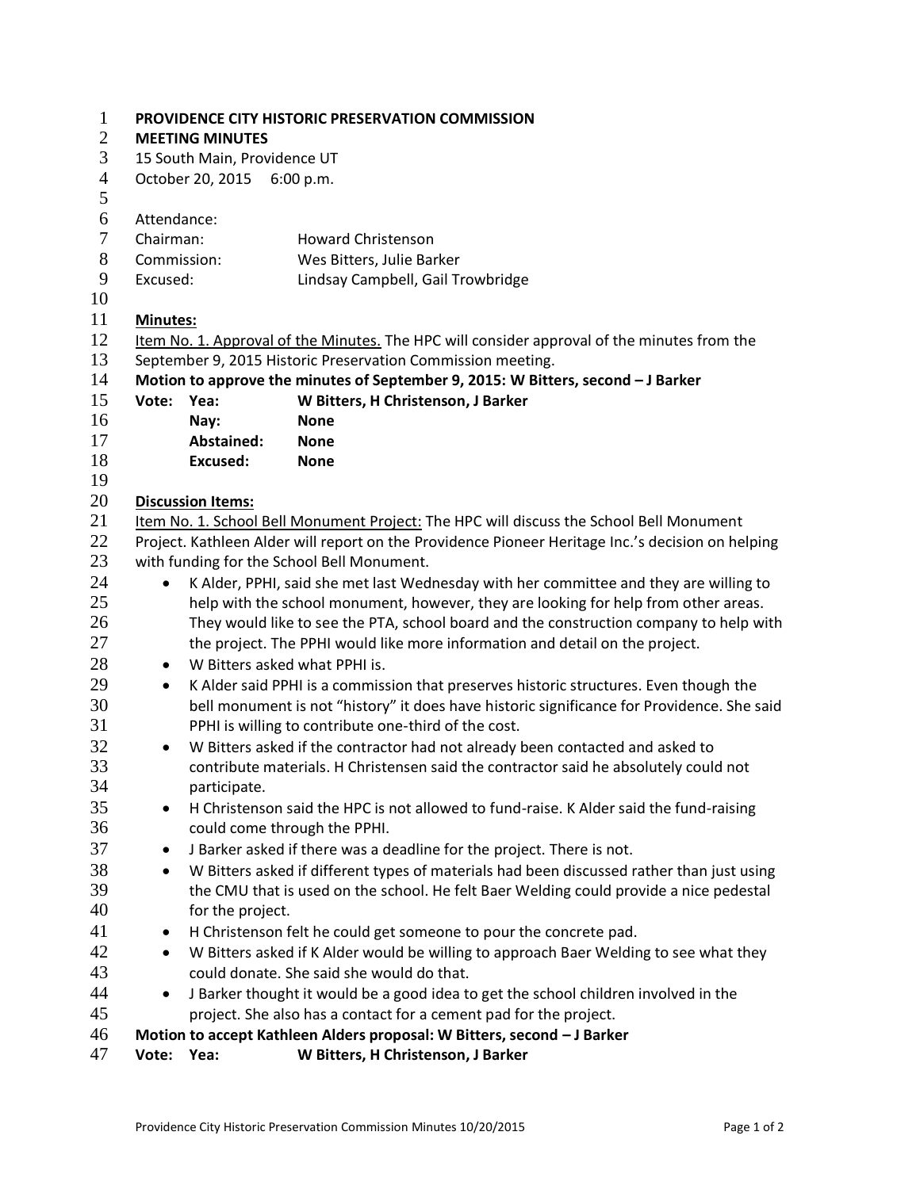**PROVIDENCE CITY HISTORIC PRESERVATION COMMISSION**
**MEETING MINUTES**
15 South Main, Providence UT
October 20, 2015 6:00 p.m.

Attendance:

| | |
|---|---|
| Chairman: | Howard Christenson |
| Commission: | Wes Bitters, Julie Barker |
| Excused: | Lindsay Campbell, Gail Trowbridge |

**Minutes:**

Item No. 1. Approval of the Minutes. The HPC will consider approval of the minutes from the September 9, 2015 Historic Preservation Commission meeting.

**Motion to approve the minutes of September 9, 2015: W Bitters, second – J Barker**

| | | |
|---|---|---|
| **Vote:** | **Yea:** | **W Bitters, H Christenson, J Barker** |
| | **Nay:** | **None** |
| | **Abstained:** | **None** |
| | **Excused:** | **None** |

**Discussion Items:**

Item No. 1. School Bell Monument Project: The HPC will discuss the School Bell Monument Project. Kathleen Alder will report on the Providence Pioneer Heritage Inc.'s decision on helping with funding for the School Bell Monument.

- K Alder, PPHI, said she met last Wednesday with her committee and they are willing to help with the school monument, however, they are looking for help from other areas. They would like to see the PTA, school board and the construction company to help with the project. The PPHI would like more information and detail on the project.
- W Bitters asked what PPHI is.
- K Alder said PPHI is a commission that preserves historic structures. Even though the bell monument is not "history" it does have historic significance for Providence. She said PPHI is willing to contribute one-third of the cost.
- W Bitters asked if the contractor had not already been contacted and asked to contribute materials. H Christensen said the contractor said he absolutely could not participate.
- H Christenson said the HPC is not allowed to fund-raise. K Alder said the fund-raising could come through the PPHI.
- J Barker asked if there was a deadline for the project. There is not.
- W Bitters asked if different types of materials had been discussed rather than just using the CMU that is used on the school. He felt Baer Welding could provide a nice pedestal for the project.
- H Christenson felt he could get someone to pour the concrete pad.
- W Bitters asked if K Alder would be willing to approach Baer Welding to see what they could donate. She said she would do that.
- J Barker thought it would be a good idea to get the school children involved in the project. She also has a contact for a cement pad for the project.

**Motion to accept Kathleen Alders proposal: W Bitters, second – J Barker**

**Vote: Yea: W Bitters, H Christenson, J Barker**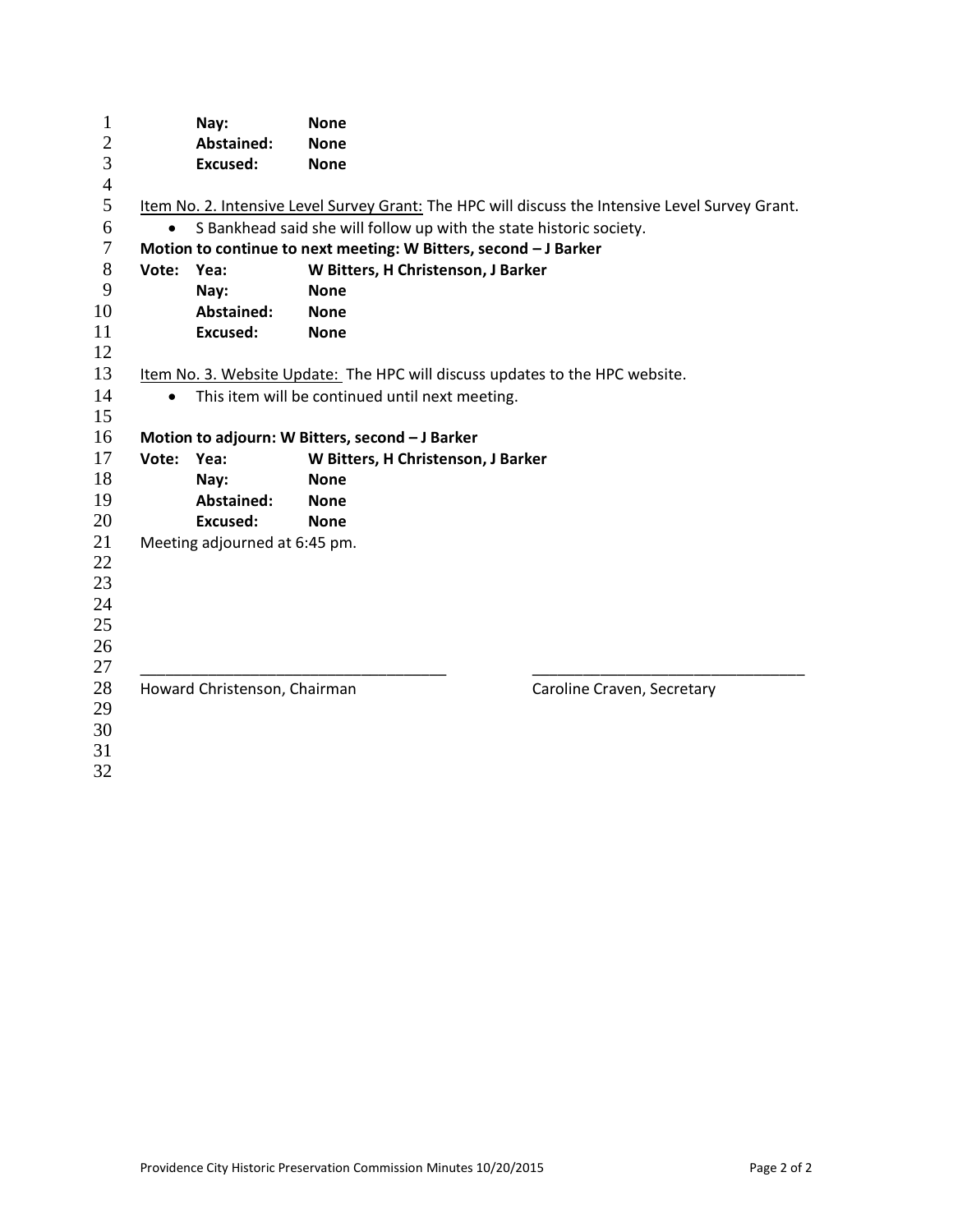| | | |
|---|---|---|
| | **Nay:** | **None** |
| | **Abstained:** | **None** |
| | **Excused:** | **None** |

Item No. 2. Intensive Level Survey Grant: The HPC will discuss the Intensive Level Survey Grant.

- S Bankhead said she will follow up with the state historic society.

**Motion to continue to next meeting: W Bitters, second – J Barker**

| | | |
|---|---|---|
| **Vote:** | **Yea:** | **W Bitters, H Christenson, J Barker** |
| | **Nay:** | **None** |
| | **Abstained:** | **None** |
| | **Excused:** | **None** |

Item No. 3. Website Update: The HPC will discuss updates to the HPC website.

- This item will be continued until next meeting.

**Motion to adjourn: W Bitters, second – J Barker**

| | | |
|---|---|---|
| **Vote:** | **Yea:** | **W Bitters, H Christenson, J Barker** |
| | **Nay:** | **None** |
| | **Abstained:** | **None** |
| | **Excused:** | **None** |

Meeting adjourned at 6:45 pm.

\_\_\_\_\_\_\_\_\_\_\_\_\_\_\_\_\_\_\_\_\_\_\_\_\_\_\_\_\_\_\_\_\_\_\_
Howard Christenson, Chairman

\_\_\_\_\_\_\_\_\_\_\_\_\_\_\_\_\_\_\_\_\_\_\_\_\_\_\_\_\_\_\_\_\_\_\_
Caroline Craven, Secretary